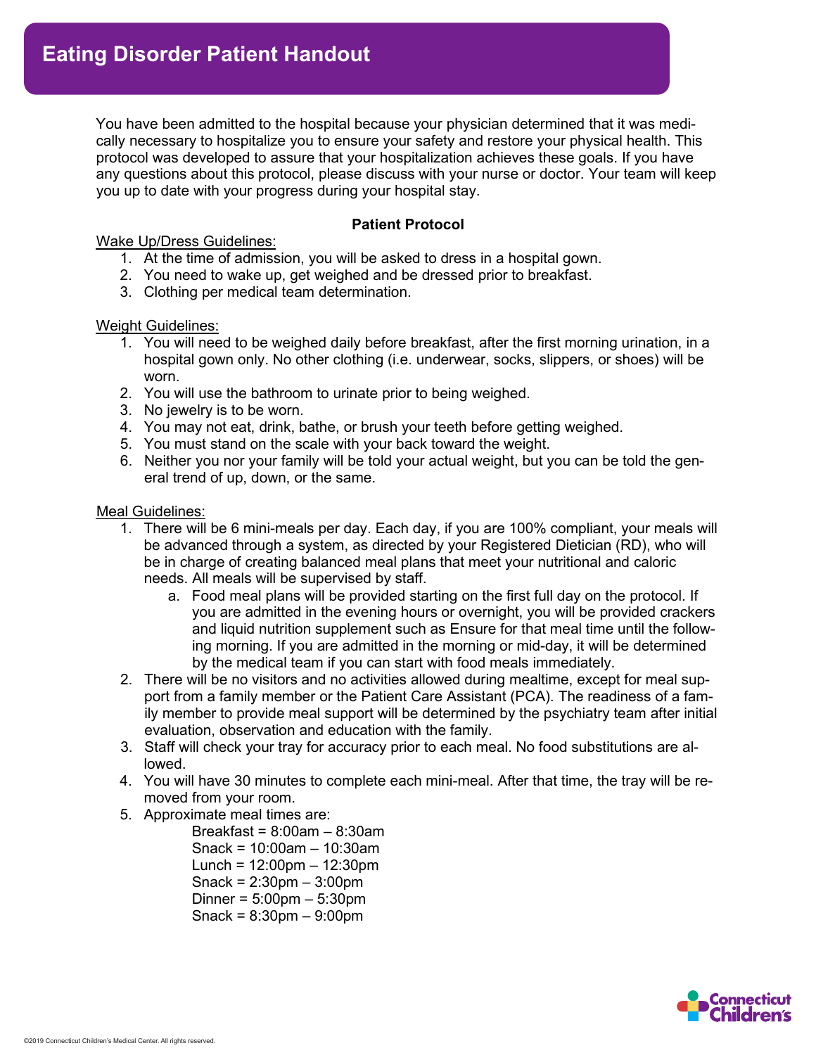# Eating Disorder Patient Handout

You have been admitted to the hospital because your physician determined that it was medically necessary to hospitalize you to ensure your safety and restore your physical health. This protocol was developed to assure that your hospitalization achieves these goals. If you have any questions about this protocol, please discuss with your nurse or doctor. Your team will keep you up to date with your progress during your hospital stay.

**Patient Protocol**

Wake Up/Dress Guidelines:

1. At the time of admission, you will be asked to dress in a hospital gown.
2. You need to wake up, get weighed and be dressed prior to breakfast.
3. Clothing per medical team determination.

Weight Guidelines:

1. You will need to be weighed daily before breakfast, after the first morning urination, in a hospital gown only. No other clothing (i.e. underwear, socks, slippers, or shoes) will be worn.
2. You will use the bathroom to urinate prior to being weighed.
3. No jewelry is to be worn.
4. You may not eat, drink, bathe, or brush your teeth before getting weighed.
5. You must stand on the scale with your back toward the weight.
6. Neither you nor your family will be told your actual weight, but you can be told the general trend of up, down, or the same.

Meal Guidelines:

1. There will be 6 mini-meals per day. Each day, if you are 100% compliant, your meals will be advanced through a system, as directed by your Registered Dietician (RD), who will be in charge of creating balanced meal plans that meet your nutritional and caloric needs. All meals will be supervised by staff.
   a. Food meal plans will be provided starting on the first full day on the protocol. If you are admitted in the evening hours or overnight, you will be provided crackers and liquid nutrition supplement such as Ensure for that meal time until the following morning. If you are admitted in the morning or mid-day, it will be determined by the medical team if you can start with food meals immediately.
2. There will be no visitors and no activities allowed during mealtime, except for meal support from a family member or the Patient Care Assistant (PCA). The readiness of a family member to provide meal support will be determined by the psychiatry team after initial evaluation, observation and education with the family.
3. Staff will check your tray for accuracy prior to each meal. No food substitutions are allowed.
4. You will have 30 minutes to complete each mini-meal. After that time, the tray will be removed from your room.
5. Approximate meal times are:
   - Breakfast = 8:00am – 8:30am
   - Snack = 10:00am – 10:30am
   - Lunch = 12:00pm – 12:30pm
   - Snack = 2:30pm – 3:00pm
   - Dinner = 5:00pm – 5:30pm
   - Snack = 8:30pm – 9:00pm

©2019 Connecticut Children's Medical Center. All rights reserved.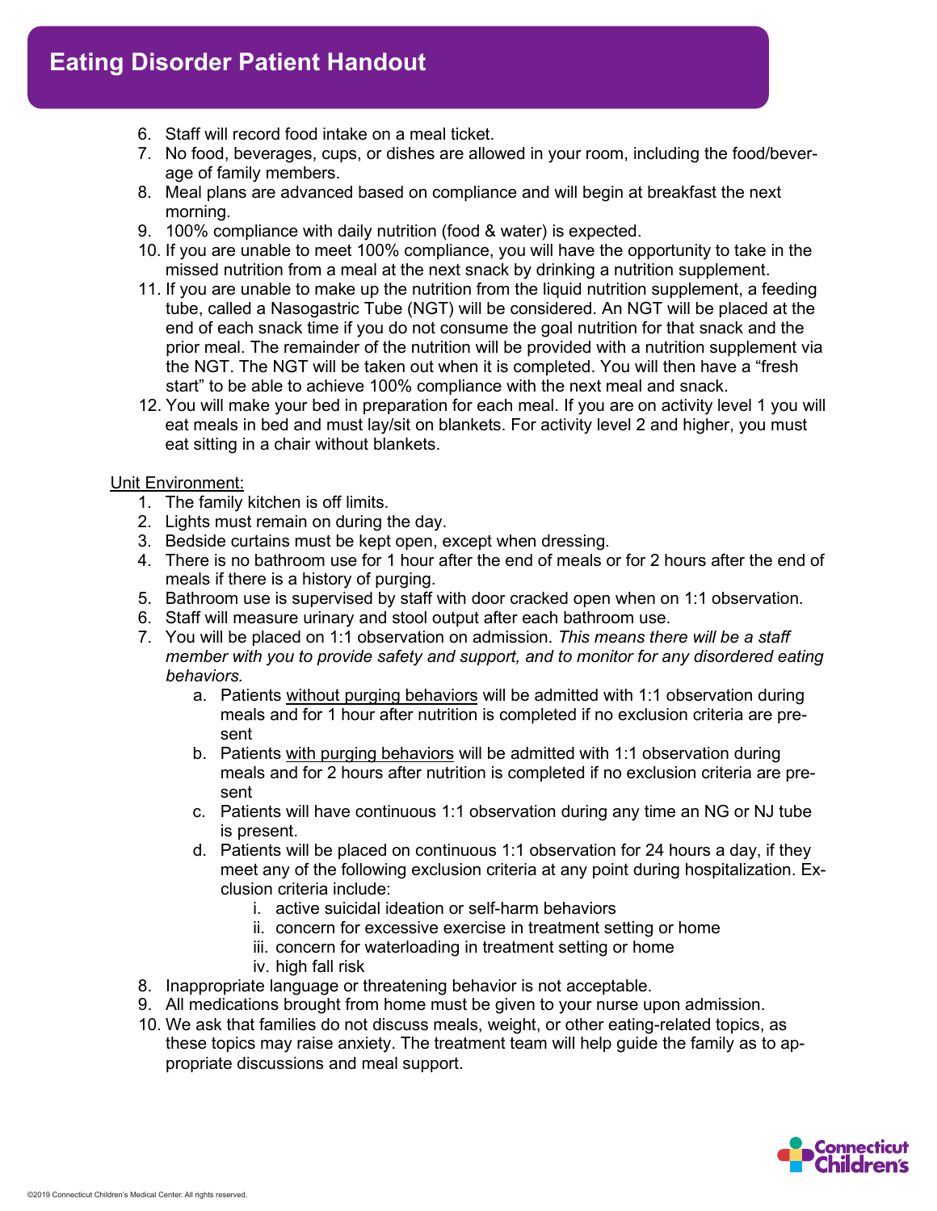6. Staff will record food intake on a meal ticket.
7. No food, beverages, cups, or dishes are allowed in your room, including the food/beverage of family members.
8. Meal plans are advanced based on compliance and will begin at breakfast the next morning.
9. 100% compliance with daily nutrition (food & water) is expected.
10. If you are unable to meet 100% compliance, you will have the opportunity to take in the missed nutrition from a meal at the next snack by drinking a nutrition supplement.
11. If you are unable to make up the nutrition from the liquid nutrition supplement, a feeding tube, called a Nasogastric Tube (NGT) will be considered. An NGT will be placed at the end of each snack time if you do not consume the goal nutrition for that snack and the prior meal. The remainder of the nutrition will be provided with a nutrition supplement via the NGT. The NGT will be taken out when it is completed. You will then have a "fresh start" to be able to achieve 100% compliance with the next meal and snack.
12. You will make your bed in preparation for each meal. If you are on activity level 1 you will eat meals in bed and must lay/sit on blankets. For activity level 2 and higher, you must eat sitting in a chair without blankets.

<u>Unit Environment:</u>

1. The family kitchen is off limits.
2. Lights must remain on during the day.
3. Bedside curtains must be kept open, except when dressing.
4. There is no bathroom use for 1 hour after the end of meals or for 2 hours after the end of meals if there is a history of purging.
5. Bathroom use is supervised by staff with door cracked open when on 1:1 observation.
6. Staff will measure urinary and stool output after each bathroom use.
7. You will be placed on 1:1 observation on admission. *This means there will be a staff member with you to provide safety and support, and to monitor for any disordered eating behaviors.*
    a. Patients <u>without purging behaviors</u> will be admitted with 1:1 observation during meals and for 1 hour after nutrition is completed if no exclusion criteria are present
    b. Patients <u>with purging behaviors</u> will be admitted with 1:1 observation during meals and for 2 hours after nutrition is completed if no exclusion criteria are present
    c. Patients will have continuous 1:1 observation during any time an NG or NJ tube is present.
    d. Patients will be placed on continuous 1:1 observation for 24 hours a day, if they meet any of the following exclusion criteria at any point during hospitalization. Exclusion criteria include:
        i. active suicidal ideation or self-harm behaviors
        ii. concern for excessive exercise in treatment setting or home
        iii. concern for waterloading in treatment setting or home
        iv. high fall risk
8. Inappropriate language or threatening behavior is not acceptable.
9. All medications brought from home must be given to your nurse upon admission.
10. We ask that families do not discuss meals, weight, or other eating-related topics, as these topics may raise anxiety. The treatment team will help guide the family as to appropriate discussions and meal support.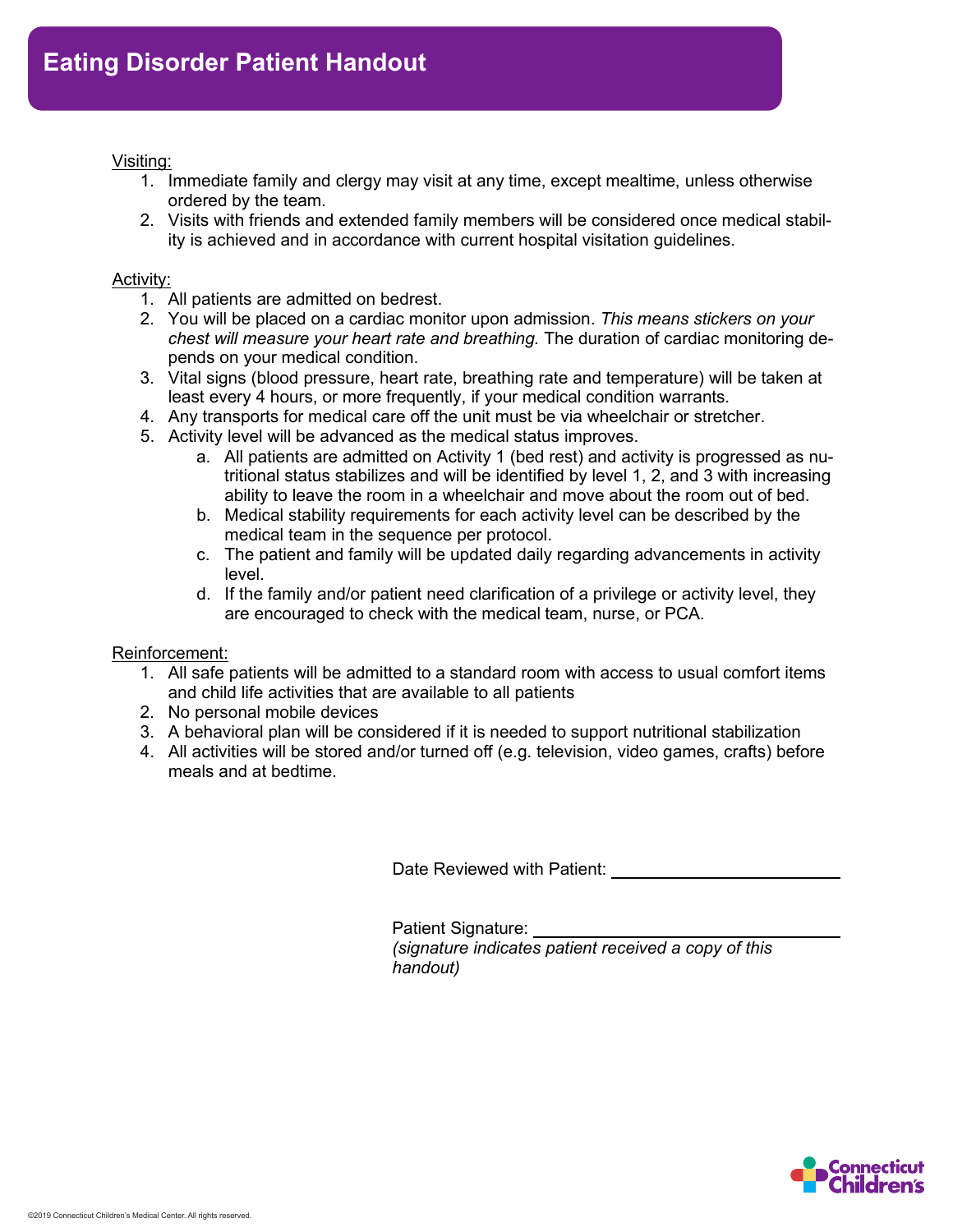# Eating Disorder Patient Handout

Visiting:

1. Immediate family and clergy may visit at any time, except mealtime, unless otherwise ordered by the team.
2. Visits with friends and extended family members will be considered once medical stability is achieved and in accordance with current hospital visitation guidelines.

Activity:

1. All patients are admitted on bedrest.
2. You will be placed on a cardiac monitor upon admission. *This means stickers on your chest will measure your heart rate and breathing.* The duration of cardiac monitoring depends on your medical condition.
3. Vital signs (blood pressure, heart rate, breathing rate and temperature) will be taken at least every 4 hours, or more frequently, if your medical condition warrants.
4. Any transports for medical care off the unit must be via wheelchair or stretcher.
5. Activity level will be advanced as the medical status improves.
   a. All patients are admitted on Activity 1 (bed rest) and activity is progressed as nutritional status stabilizes and will be identified by level 1, 2, and 3 with increasing ability to leave the room in a wheelchair and move about the room out of bed.
   b. Medical stability requirements for each activity level can be described by the medical team in the sequence per protocol.
   c. The patient and family will be updated daily regarding advancements in activity level.
   d. If the family and/or patient need clarification of a privilege or activity level, they are encouraged to check with the medical team, nurse, or PCA.

Reinforcement:

1. All safe patients will be admitted to a standard room with access to usual comfort items and child life activities that are available to all patients
2. No personal mobile devices
3. A behavioral plan will be considered if it is needed to support nutritional stabilization
4. All activities will be stored and/or turned off (e.g. television, video games, crafts) before meals and at bedtime.

Date Reviewed with Patient: ________________________

Patient Signature: ________________________
*(signature indicates patient received a copy of this handout)*

Connecticut Children's

©2019 Connecticut Children's Medical Center. All rights reserved.